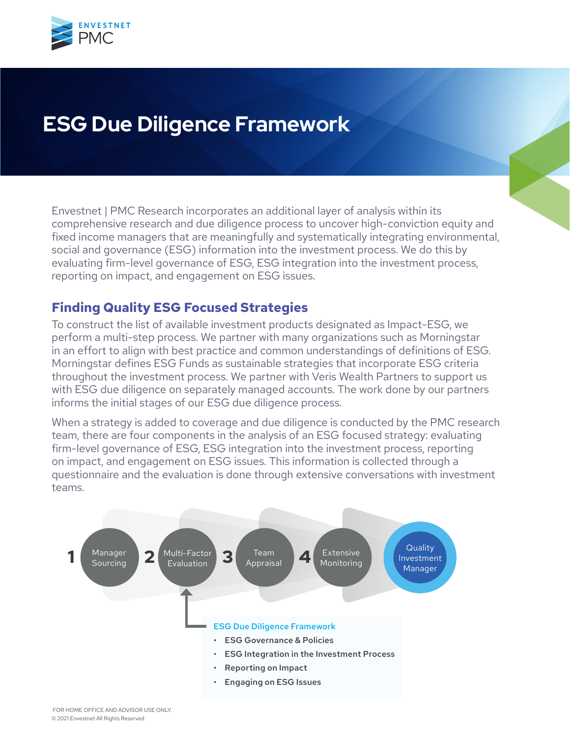# ESG Due Diligence Framework

Envestnet | PMC Research incorporates an additional layer of analysis within its comprehensive research and due diligence process to uncover high-conviction equity and fixed income managers that are meaningfully and systematically integrating environmental, social and governance (ESG) information into the investment process. We do this by evaluating firm-level governance of ESG, ESG integration into the investment process, reporting on impact, and engagement on ESG issues.

## Finding Quality ESG Focused Strategies

To construct the list of available investment products designated as Impact-ESG, we perform a multi-step process. We partner with many organizations such as Morningstar in an effort to align with best practice and common understandings of definitions of ESG. Morningstar defines ESG Funds as sustainable strategies that incorporate ESG criteria throughout the investment process. We partner with Veris Wealth Partners to support us with ESG due diligence on separately managed accounts. The work done by our partners informs the initial stages of our ESG due diligence process.

When a strategy is added to coverage and due diligence is conducted by the PMC research team, there are four components in the analysis of an ESG focused strategy: evaluating firm-level governance of ESG, ESG integration into the investment process, reporting on impact, and engagement on ESG issues. This information is collected through a questionnaire and the evaluation is done through extensive conversations with investment teams.

1. Manager Sourcing
2. Multi-Factor Evaluation
3. Team Appraisal
4. Extensive Monitoring

→ Quality Investment Manager

**ESG Due Diligence Framework**

- ESG Governance & Policies
- ESG Integration in the Investment Process
- Reporting on Impact
- Engaging on ESG Issues

FOR HOME OFFICE AND ADVISOR USE ONLY.
© 2021 Envestnet All Rights Reserved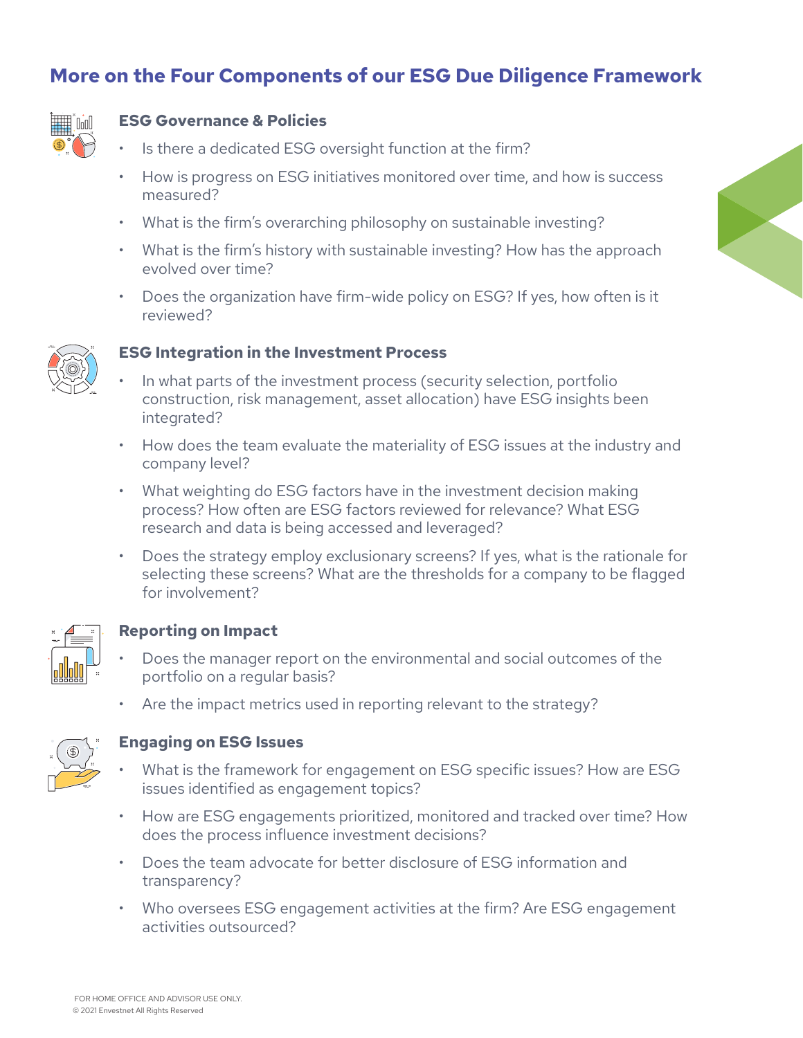# More on the Four Components of our ESG Due Diligence Framework

## ESG Governance & Policies

- Is there a dedicated ESG oversight function at the firm?
- How is progress on ESG initiatives monitored over time, and how is success measured?
- What is the firm's overarching philosophy on sustainable investing?
- What is the firm's history with sustainable investing? How has the approach evolved over time?
- Does the organization have firm-wide policy on ESG? If yes, how often is it reviewed?

## ESG Integration in the Investment Process

- In what parts of the investment process (security selection, portfolio construction, risk management, asset allocation) have ESG insights been integrated?
- How does the team evaluate the materiality of ESG issues at the industry and company level?
- What weighting do ESG factors have in the investment decision making process? How often are ESG factors reviewed for relevance? What ESG research and data is being accessed and leveraged?
- Does the strategy employ exclusionary screens? If yes, what is the rationale for selecting these screens? What are the thresholds for a company to be flagged for involvement?

## Reporting on Impact

- Does the manager report on the environmental and social outcomes of the portfolio on a regular basis?
- Are the impact metrics used in reporting relevant to the strategy?

## Engaging on ESG Issues

- What is the framework for engagement on ESG specific issues? How are ESG issues identified as engagement topics?
- How are ESG engagements prioritized, monitored and tracked over time? How does the process influence investment decisions?
- Does the team advocate for better disclosure of ESG information and transparency?
- Who oversees ESG engagement activities at the firm? Are ESG engagement activities outsourced?

FOR HOME OFFICE AND ADVISOR USE ONLY.
© 2021 Envestnet All Rights Reserved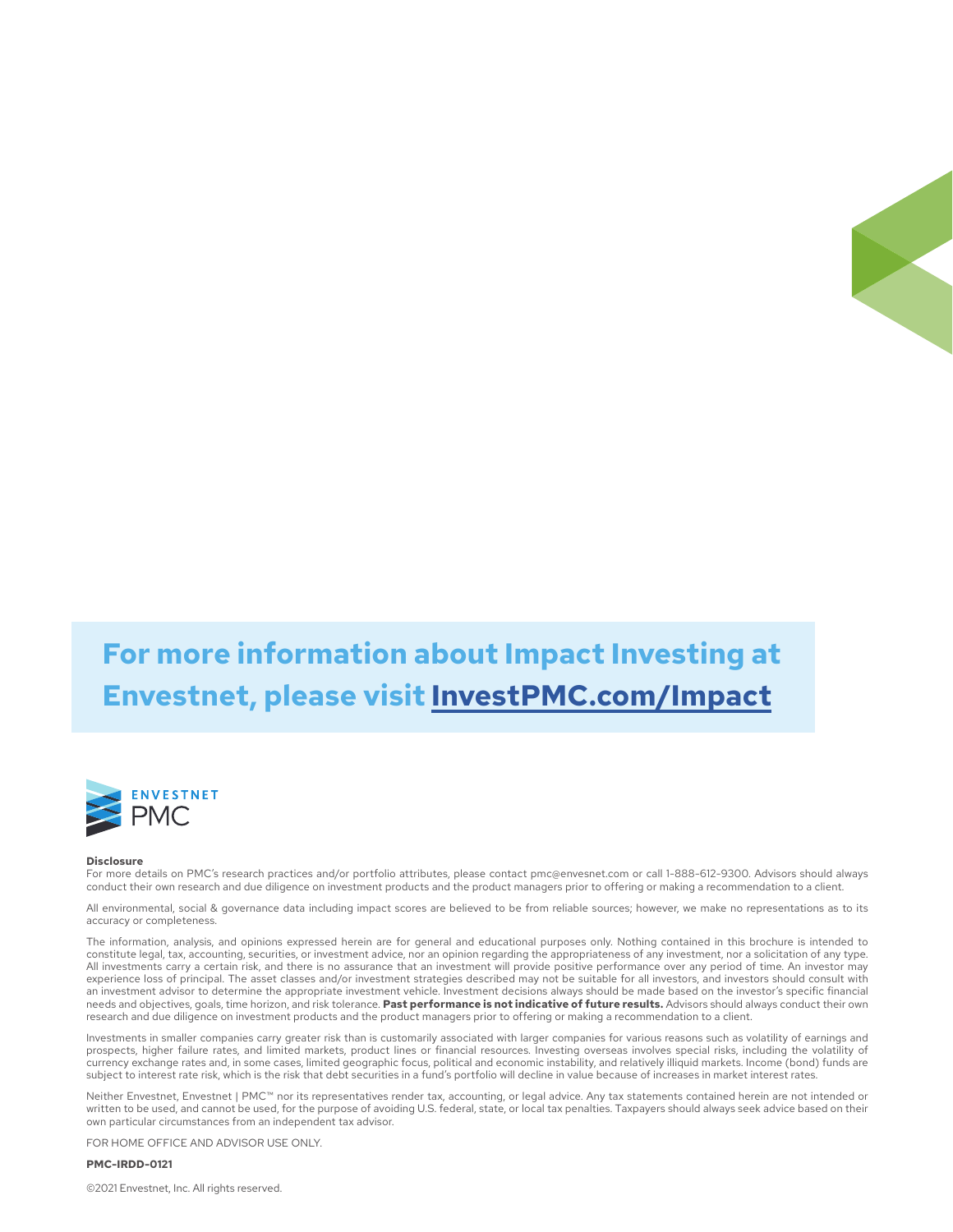**For more information about Impact Investing at Envestnet, please visit InvestPMC.com/Impact**

ENVESTNET PMC

**Disclosure**

For more details on PMC's research practices and/or portfolio attributes, please contact pmc@envesnet.com or call 1-888-612-9300. Advisors should always conduct their own research and due diligence on investment products and the product managers prior to offering or making a recommendation to a client.

All environmental, social & governance data including impact scores are believed to be from reliable sources; however, we make no representations as to its accuracy or completeness.

The information, analysis, and opinions expressed herein are for general and educational purposes only. Nothing contained in this brochure is intended to constitute legal, tax, accounting, securities, or investment advice, nor an opinion regarding the appropriateness of any investment, nor a solicitation of any type. All investments carry a certain risk, and there is no assurance that an investment will provide positive performance over any period of time. An investor may experience loss of principal. The asset classes and/or investment strategies described may not be suitable for all investors, and investors should consult with an investment advisor to determine the appropriate investment vehicle. Investment decisions always should be made based on the investor's specific financial needs and objectives, goals, time horizon, and risk tolerance. **Past performance is not indicative of future results.** Advisors should always conduct their own research and due diligence on investment products and the product managers prior to offering or making a recommendation to a client.

Investments in smaller companies carry greater risk than is customarily associated with larger companies for various reasons such as volatility of earnings and prospects, higher failure rates, and limited markets, product lines or financial resources. Investing overseas involves special risks, including the volatility of currency exchange rates and, in some cases, limited geographic focus, political and economic instability, and relatively illiquid markets. Income (bond) funds are subject to interest rate risk, which is the risk that debt securities in a fund's portfolio will decline in value because of increases in market interest rates.

Neither Envestnet, Envestnet | PMC™ nor its representatives render tax, accounting, or legal advice. Any tax statements contained herein are not intended or written to be used, and cannot be used, for the purpose of avoiding U.S. federal, state, or local tax penalties. Taxpayers should always seek advice based on their own particular circumstances from an independent tax advisor.

FOR HOME OFFICE AND ADVISOR USE ONLY.

**PMC-IRDD-0121**

©2021 Envestnet, Inc. All rights reserved.